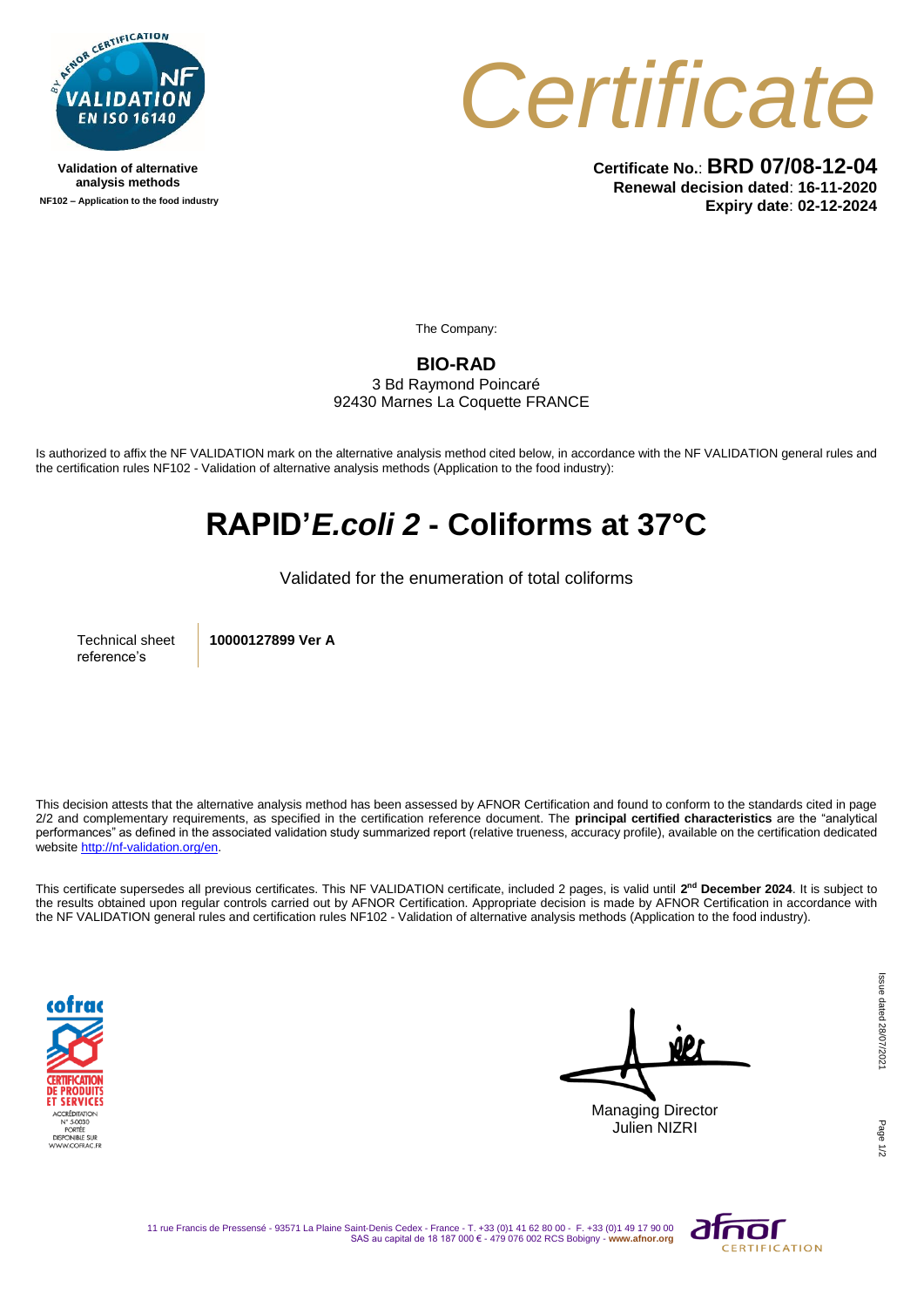Validation of alternative analysis methods

NF102 – Application to the food industry

# Certificate

**Certificate No.**: **BRD 07/08-12-04**
**Renewal decision dated**: **16-11-2020**
**Expiry date**: **02-12-2024**

The Company:

**BIO-RAD**
3 Bd Raymond Poincaré
92430 Marnes La Coquette FRANCE

Is authorized to affix the NF VALIDATION mark on the alternative analysis method cited below, in accordance with the NF VALIDATION general rules and the certification rules NF102 - Validation of alternative analysis methods (Application to the food industry):

# RAPID'*E.coli 2* - Coliforms at 37°C

Validated for the enumeration of total coliforms

| Technical sheet reference's | **10000127899 Ver A** |
|---|---|

This decision attests that the alternative analysis method has been assessed by AFNOR Certification and found to conform to the standards cited in page 2/2 and complementary requirements, as specified in the certification reference document. The **principal certified characteristics** are the "analytical performances" as defined in the associated validation study summarized report (relative trueness, accuracy profile), available on the certification dedicated website http://nf-validation.org/en.

This certificate supersedes all previous certificates. This NF VALIDATION certificate, included 2 pages, is valid until **2nd December 2024**. It is subject to the results obtained upon regular controls carried out by AFNOR Certification. Appropriate decision is made by AFNOR Certification in accordance with the NF VALIDATION general rules and certification rules NF102 - Validation of alternative analysis methods (Application to the food industry).

Managing Director
Julien NIZRI

Issue dated 28/07/2021

11 rue Francis de Pressensé - 93571 La Plaine Saint-Denis Cedex - France - T. +33 (0)1 41 62 80 00 - F. +33 (0)1 49 17 90 00
SAS au capital de 18 187 000 € - 479 076 002 RCS Bobigny - **www.afnor.org**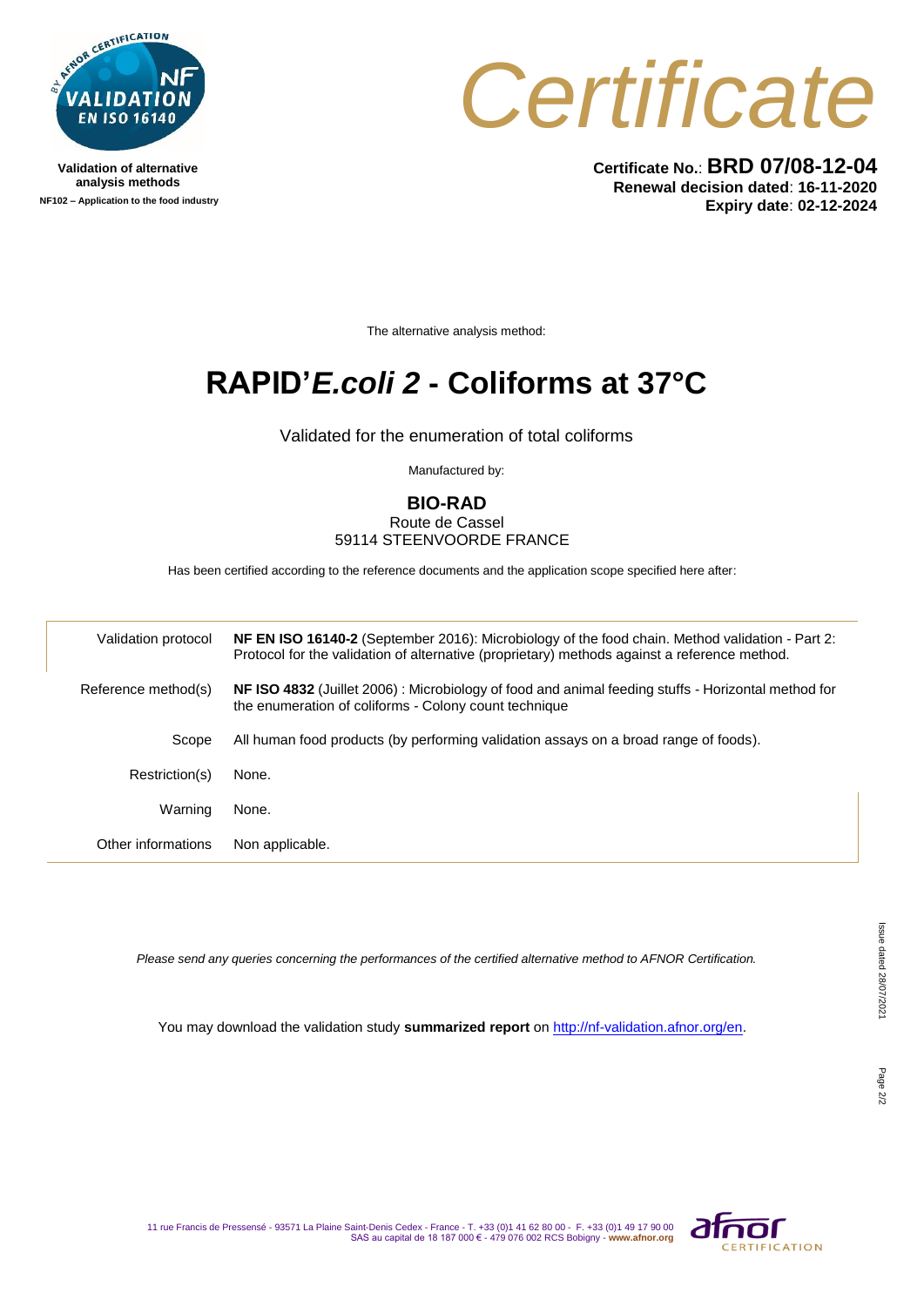Validation of alternative analysis methods

NF102 – Application to the food industry

# Certificate

**Certificate No.**: **BRD 07/08-12-04**
**Renewal decision dated**: **16-11-2020**
**Expiry date**: **02-12-2024**

The alternative analysis method:

# RAPID'*E.coli 2* - Coliforms at 37°C

Validated for the enumeration of total coliforms

Manufactured by:

**BIO-RAD**
Route de Cassel
59114 STEENVOORDE FRANCE

Has been certified according to the reference documents and the application scope specified here after:

| | |
|---|---|
| Validation protocol | **NF EN ISO 16140-2** (September 2016): Microbiology of the food chain. Method validation - Part 2: Protocol for the validation of alternative (proprietary) methods against a reference method. |
| Reference method(s) | **NF ISO 4832** (Juillet 2006) : Microbiology of food and animal feeding stuffs - Horizontal method for the enumeration of coliforms - Colony count technique |
| Scope | All human food products (by performing validation assays on a broad range of foods). |
| Restriction(s) | None. |
| Warning | None. |
| Other informations | Non applicable. |

*Please send any queries concerning the performances of the certified alternative method to AFNOR Certification.*

You may download the validation study **summarized report** on http://nf-validation.afnor.org/en.

Issue dated 28/07/2021

11 rue Francis de Pressensé - 93571 La Plaine Saint-Denis Cedex - France - T. +33 (0)1 41 62 80 00 - F. +33 (0)1 49 17 90 00
SAS au capital de 18 187 000 € - 479 076 002 RCS Bobigny - **www.afnor.org**